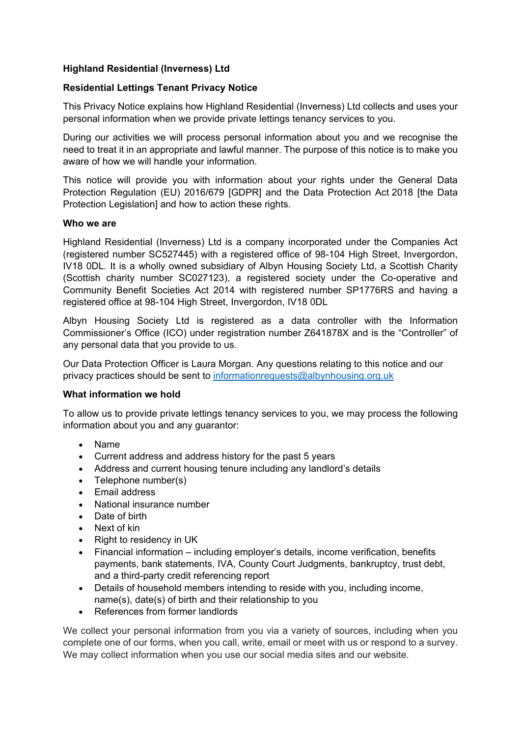**Highland Residential (Inverness) Ltd**

**Residential Lettings Tenant Privacy Notice**

This Privacy Notice explains how Highland Residential (Inverness) Ltd collects and uses your personal information when we provide private lettings tenancy services to you.

During our activities we will process personal information about you and we recognise the need to treat it in an appropriate and lawful manner. The purpose of this notice is to make you aware of how we will handle your information.

This notice will provide you with information about your rights under the General Data Protection Regulation (EU) 2016/679 [GDPR] and the Data Protection Act 2018 [the Data Protection Legislation] and how to action these rights.

**Who we are**

Highland Residential (Inverness) Ltd is a company incorporated under the Companies Act (registered number SC527445) with a registered office of 98-104 High Street, Invergordon, IV18 0DL. It is a wholly owned subsidiary of Albyn Housing Society Ltd, a Scottish Charity (Scottish charity number SC027123), a registered society under the Co-operative and Community Benefit Societies Act 2014 with registered number SP1776RS and having a registered office at 98-104 High Street, Invergordon, IV18 0DL

Albyn Housing Society Ltd is registered as a data controller with the Information Commissioner's Office (ICO) under registration number Z641878X and is the "Controller" of any personal data that you provide to us.

Our Data Protection Officer is Laura Morgan. Any questions relating to this notice and our privacy practices should be sent to [informationrequests@albynhousing.org.uk](mailto:informationrequests@albynhousing.org.uk)

**What information we hold**

To allow us to provide private lettings tenancy services to you, we may process the following information about you and any guarantor:

- Name
- Current address and address history for the past 5 years
- Address and current housing tenure including any landlord's details
- Telephone number(s)
- Email address
- National insurance number
- Date of birth
- Next of kin
- Right to residency in UK
- Financial information – including employer's details, income verification, benefits payments, bank statements, IVA, County Court Judgments, bankruptcy, trust debt, and a third-party credit referencing report
- Details of household members intending to reside with you, including income, name(s), date(s) of birth and their relationship to you
- References from former landlords

We collect your personal information from you via a variety of sources, including when you complete one of our forms, when you call, write, email or meet with us or respond to a survey. We may collect information when you use our social media sites and our website.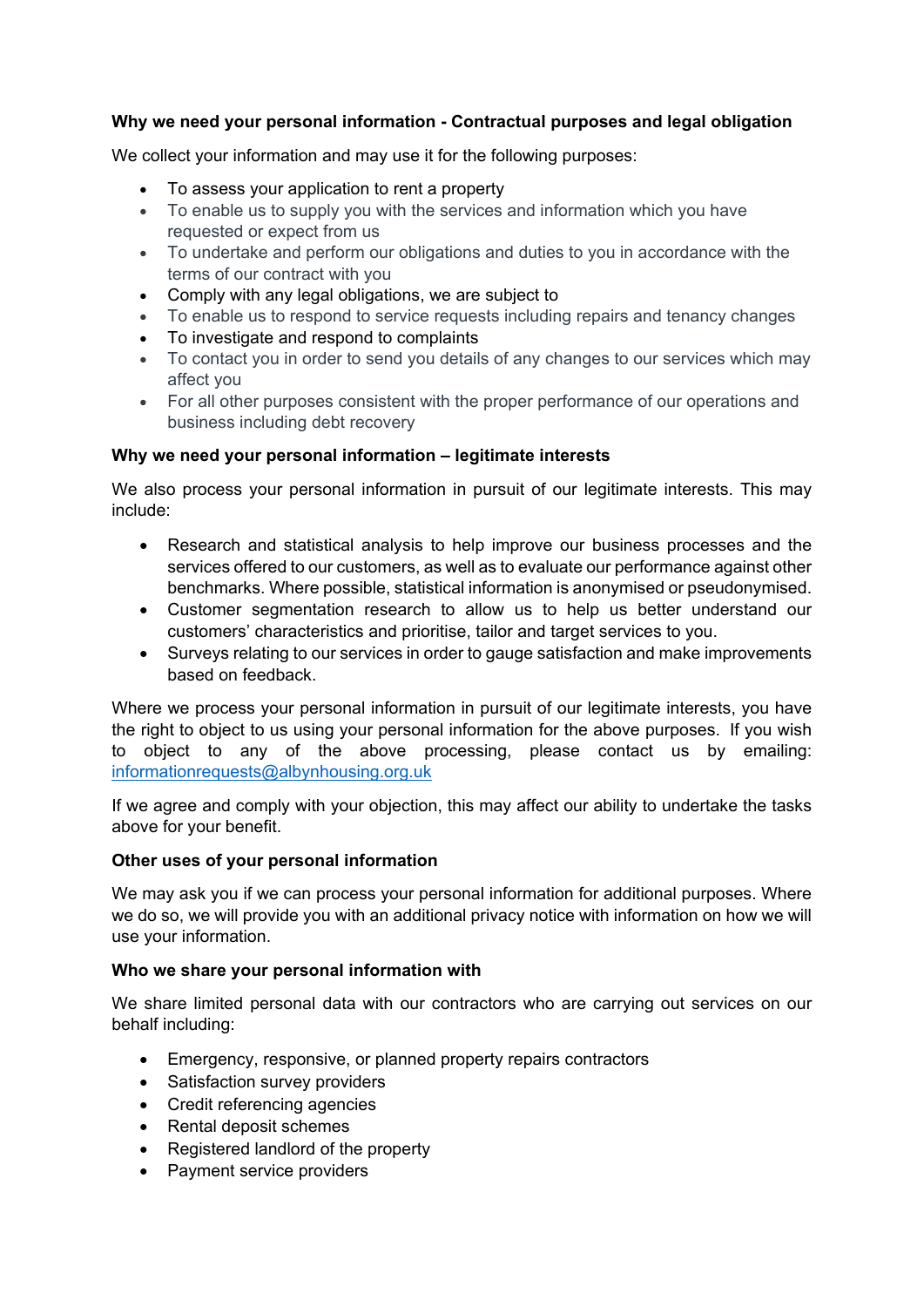**Why we need your personal information - Contractual purposes and legal obligation**

We collect your information and may use it for the following purposes:

- To assess your application to rent a property
- To enable us to supply you with the services and information which you have requested or expect from us
- To undertake and perform our obligations and duties to you in accordance with the terms of our contract with you
- Comply with any legal obligations, we are subject to
- To enable us to respond to service requests including repairs and tenancy changes
- To investigate and respond to complaints
- To contact you in order to send you details of any changes to our services which may affect you
- For all other purposes consistent with the proper performance of our operations and business including debt recovery

**Why we need your personal information – legitimate interests**

We also process your personal information in pursuit of our legitimate interests. This may include:

- Research and statistical analysis to help improve our business processes and the services offered to our customers, as well as to evaluate our performance against other benchmarks. Where possible, statistical information is anonymised or pseudonymised.
- Customer segmentation research to allow us to help us better understand our customers' characteristics and prioritise, tailor and target services to you.
- Surveys relating to our services in order to gauge satisfaction and make improvements based on feedback.

Where we process your personal information in pursuit of our legitimate interests, you have the right to object to us using your personal information for the above purposes. If you wish to object to any of the above processing, please contact us by emailing: informationrequests@albynhousing.org.uk

If we agree and comply with your objection, this may affect our ability to undertake the tasks above for your benefit.

**Other uses of your personal information**

We may ask you if we can process your personal information for additional purposes. Where we do so, we will provide you with an additional privacy notice with information on how we will use your information.

**Who we share your personal information with**

We share limited personal data with our contractors who are carrying out services on our behalf including:

- Emergency, responsive, or planned property repairs contractors
- Satisfaction survey providers
- Credit referencing agencies
- Rental deposit schemes
- Registered landlord of the property
- Payment service providers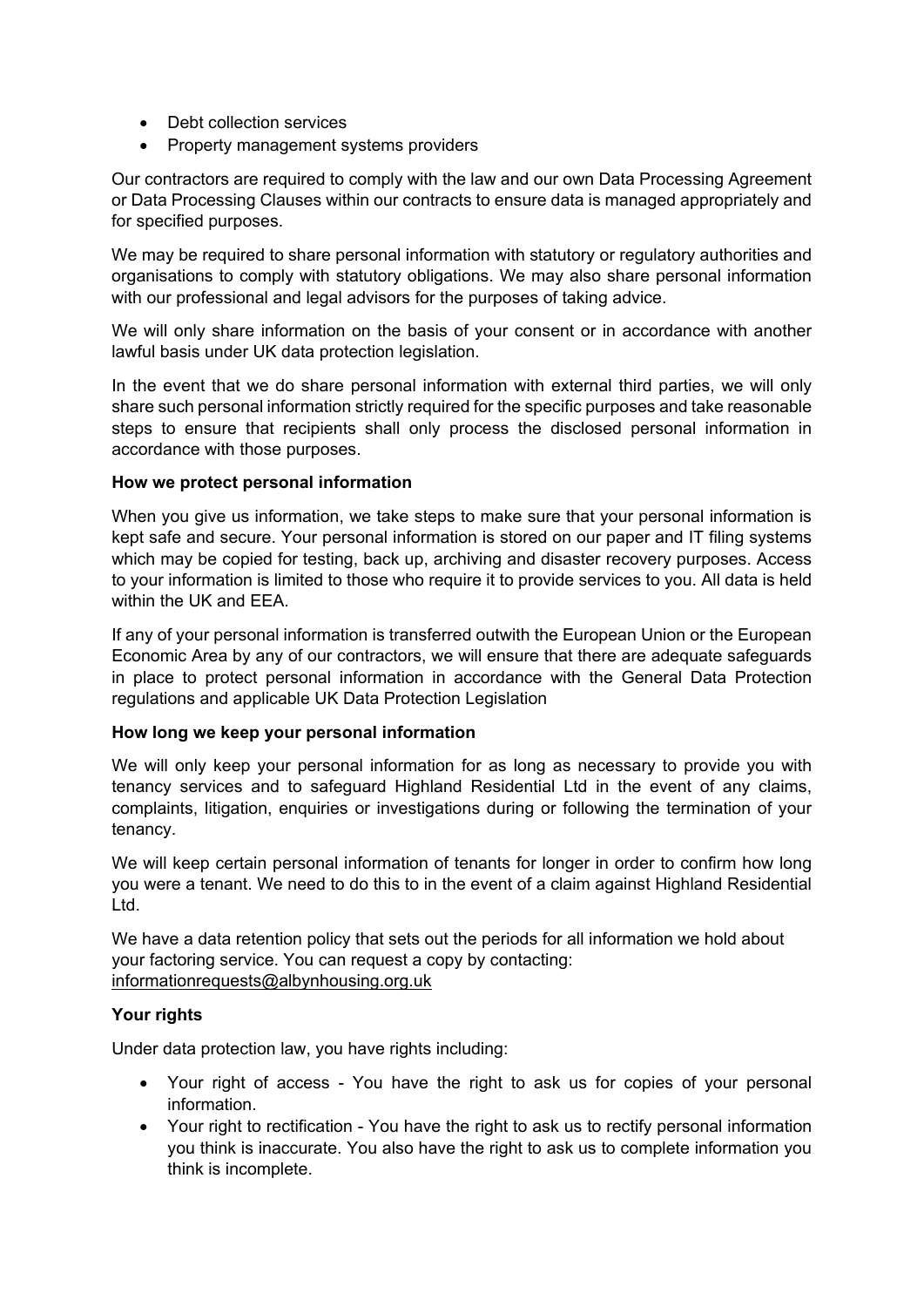- Debt collection services
- Property management systems providers

Our contractors are required to comply with the law and our own Data Processing Agreement or Data Processing Clauses within our contracts to ensure data is managed appropriately and for specified purposes.

We may be required to share personal information with statutory or regulatory authorities and organisations to comply with statutory obligations. We may also share personal information with our professional and legal advisors for the purposes of taking advice.

We will only share information on the basis of your consent or in accordance with another lawful basis under UK data protection legislation.

In the event that we do share personal information with external third parties, we will only share such personal information strictly required for the specific purposes and take reasonable steps to ensure that recipients shall only process the disclosed personal information in accordance with those purposes.

**How we protect personal information**

When you give us information, we take steps to make sure that your personal information is kept safe and secure. Your personal information is stored on our paper and IT filing systems which may be copied for testing, back up, archiving and disaster recovery purposes. Access to your information is limited to those who require it to provide services to you. All data is held within the UK and EEA.

If any of your personal information is transferred outwith the European Union or the European Economic Area by any of our contractors, we will ensure that there are adequate safeguards in place to protect personal information in accordance with the General Data Protection regulations and applicable UK Data Protection Legislation

**How long we keep your personal information**

We will only keep your personal information for as long as necessary to provide you with tenancy services and to safeguard Highland Residential Ltd in the event of any claims, complaints, litigation, enquiries or investigations during or following the termination of your tenancy.

We will keep certain personal information of tenants for longer in order to confirm how long you were a tenant. We need to do this to in the event of a claim against Highland Residential Ltd.

We have a data retention policy that sets out the periods for all information we hold about your factoring service. You can request a copy by contacting: informationrequests@albynhousing.org.uk

**Your rights**

Under data protection law, you have rights including:

- Your right of access - You have the right to ask us for copies of your personal information.
- Your right to rectification - You have the right to ask us to rectify personal information you think is inaccurate. You also have the right to ask us to complete information you think is incomplete.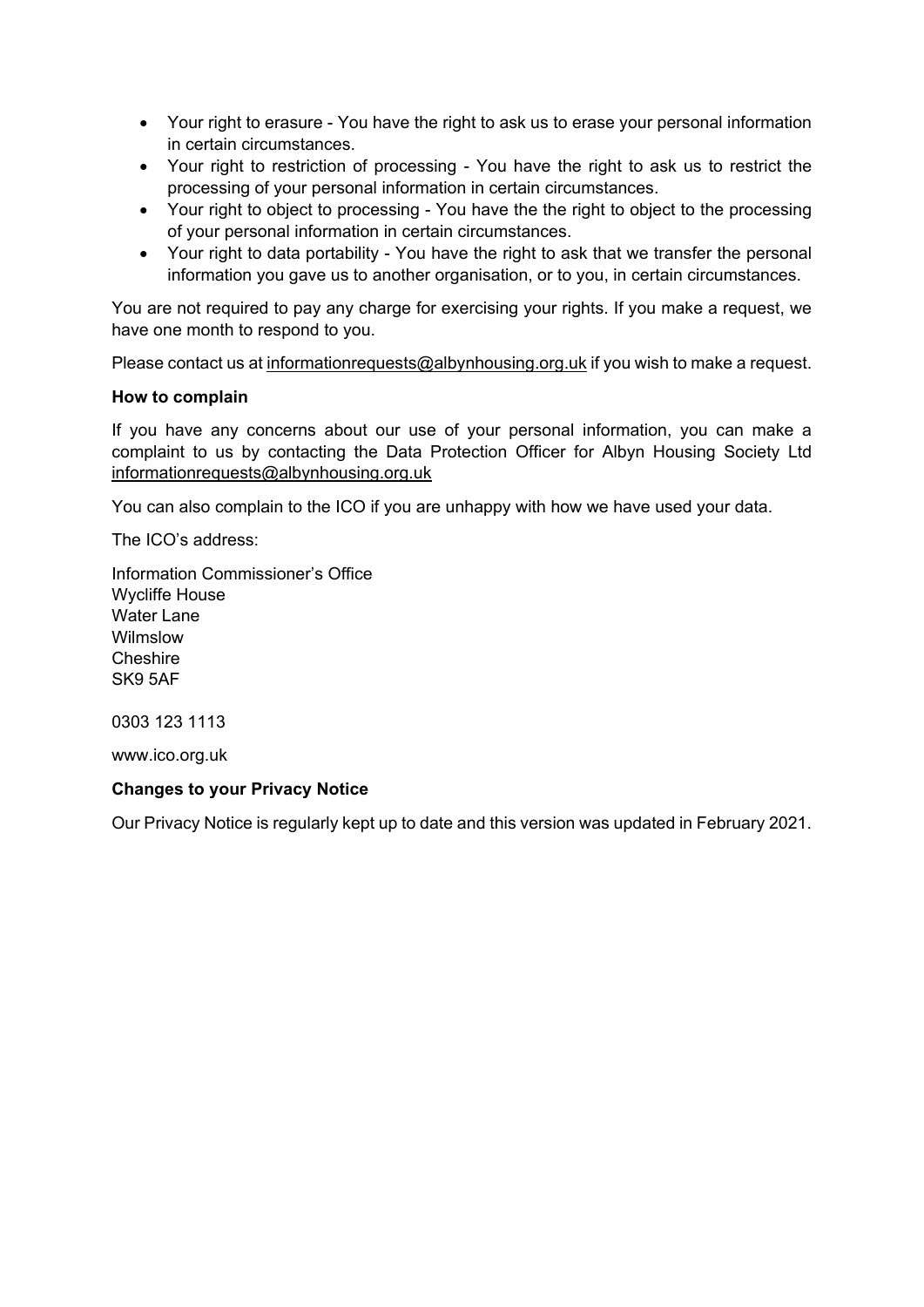- Your right to erasure - You have the right to ask us to erase your personal information in certain circumstances.
- Your right to restriction of processing - You have the right to ask us to restrict the processing of your personal information in certain circumstances.
- Your right to object to processing - You have the the right to object to the processing of your personal information in certain circumstances.
- Your right to data portability - You have the right to ask that we transfer the personal information you gave us to another organisation, or to you, in certain circumstances.

You are not required to pay any charge for exercising your rights. If you make a request, we have one month to respond to you.

Please contact us at informationrequests@albynhousing.org.uk if you wish to make a request.

**How to complain**

If you have any concerns about our use of your personal information, you can make a complaint to us by contacting the Data Protection Officer for Albyn Housing Society Ltd informationrequests@albynhousing.org.uk

You can also complain to the ICO if you are unhappy with how we have used your data.

The ICO's address:

Information Commissioner's Office
Wycliffe House
Water Lane
Wilmslow
Cheshire
SK9 5AF

0303 123 1113

www.ico.org.uk

**Changes to your Privacy Notice**

Our Privacy Notice is regularly kept up to date and this version was updated in February 2021.